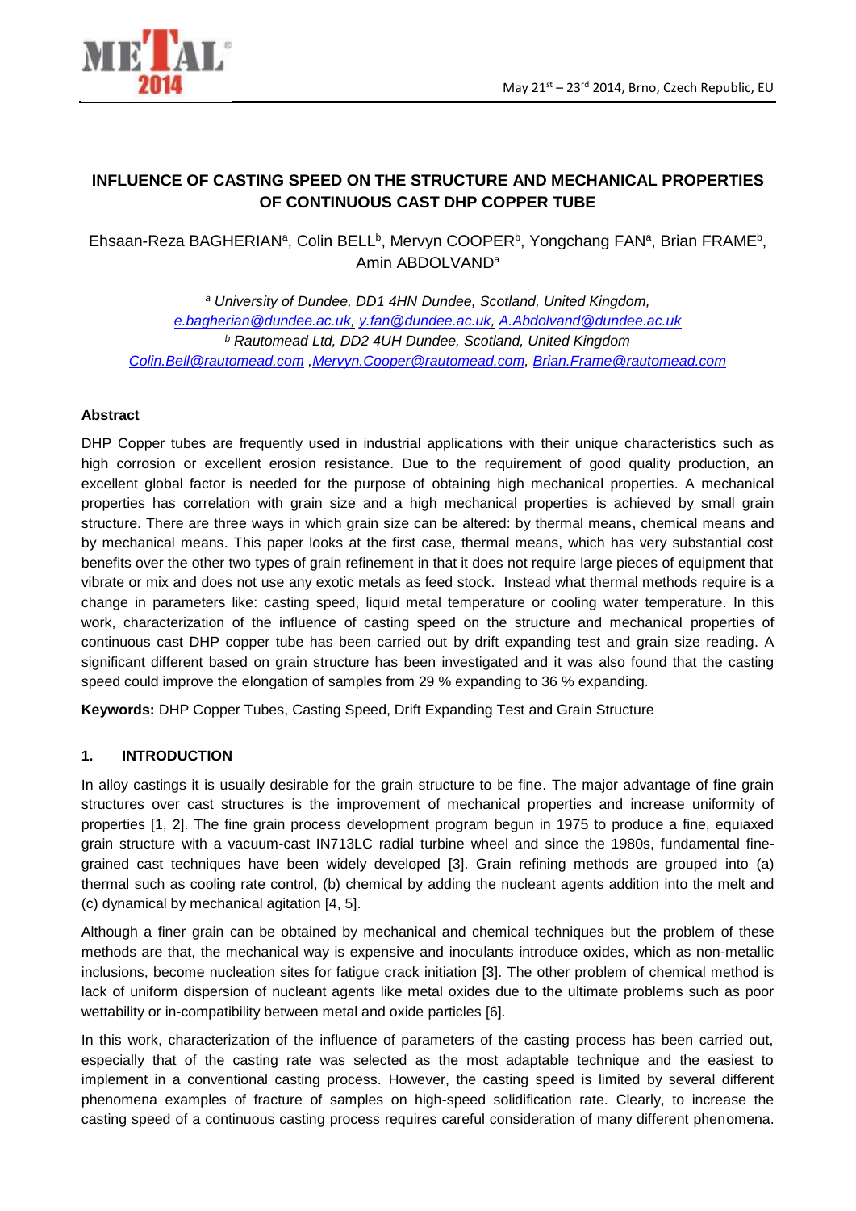# INFLUENCE OF CASTING SPEED ON THE STRUCTURE AND MECHANICAL PROPERTIES OF CONTINUOUS CAST DHP COPPER TUBE

Ehsaan-Reza BAGHERIAN[a], Colin BELL[b], Mervyn COOPER[b], Yongchang FAN[a], Brian FRAME[b], Amin ABDOLVAND[a]

*[a] University of Dundee, DD1 4HN Dundee, Scotland, United Kingdom,*
*e.bagherian@dundee.ac.uk, y.fan@dundee.ac.uk, A.Abdolvand@dundee.ac.uk*
*[b] Rautomead Ltd, DD2 4UH Dundee, Scotland, United Kingdom*
*Colin.Bell@rautomead.com ,Mervyn.Cooper@rautomead.com, Brian.Frame@rautomead.com*

**Abstract**

DHP Copper tubes are frequently used in industrial applications with their unique characteristics such as high corrosion or excellent erosion resistance. Due to the requirement of good quality production, an excellent global factor is needed for the purpose of obtaining high mechanical properties. A mechanical properties has correlation with grain size and a high mechanical properties is achieved by small grain structure. There are three ways in which grain size can be altered: by thermal means, chemical means and by mechanical means. This paper looks at the first case, thermal means, which has very substantial cost benefits over the other two types of grain refinement in that it does not require large pieces of equipment that vibrate or mix and does not use any exotic metals as feed stock. Instead what thermal methods require is a change in parameters like: casting speed, liquid metal temperature or cooling water temperature. In this work, characterization of the influence of casting speed on the structure and mechanical properties of continuous cast DHP copper tube has been carried out by drift expanding test and grain size reading. A significant different based on grain structure has been investigated and it was also found that the casting speed could improve the elongation of samples from 29 % expanding to 36 % expanding.

**Keywords:** DHP Copper Tubes, Casting Speed, Drift Expanding Test and Grain Structure

## 1. INTRODUCTION

In alloy castings it is usually desirable for the grain structure to be fine. The major advantage of fine grain structures over cast structures is the improvement of mechanical properties and increase uniformity of properties [1, 2]. The fine grain process development program begun in 1975 to produce a fine, equiaxed grain structure with a vacuum-cast IN713LC radial turbine wheel and since the 1980s, fundamental fine-grained cast techniques have been widely developed [3]. Grain refining methods are grouped into (a) thermal such as cooling rate control, (b) chemical by adding the nucleant agents addition into the melt and (c) dynamical by mechanical agitation [4, 5].

Although a finer grain can be obtained by mechanical and chemical techniques but the problem of these methods are that, the mechanical way is expensive and inoculants introduce oxides, which as non-metallic inclusions, become nucleation sites for fatigue crack initiation [3]. The other problem of chemical method is lack of uniform dispersion of nucleant agents like metal oxides due to the ultimate problems such as poor wettability or in-compatibility between metal and oxide particles [6].

In this work, characterization of the influence of parameters of the casting process has been carried out, especially that of the casting rate was selected as the most adaptable technique and the easiest to implement in a conventional casting process. However, the casting speed is limited by several different phenomena examples of fracture of samples on high-speed solidification rate. Clearly, to increase the casting speed of a continuous casting process requires careful consideration of many different phenomena.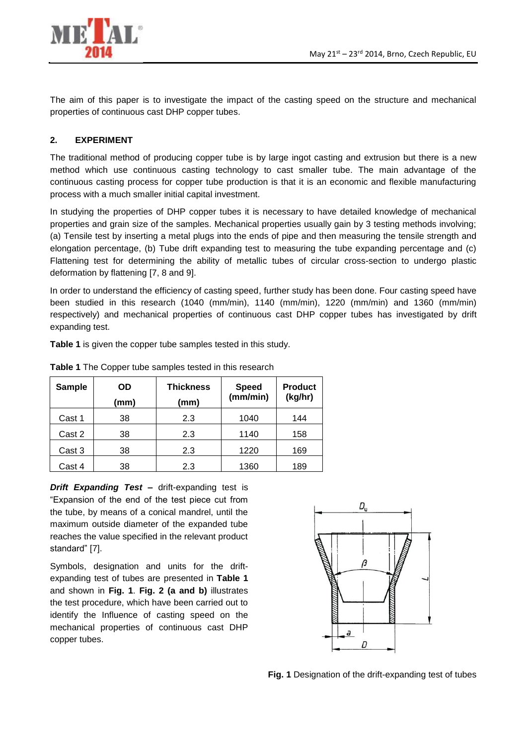The aim of this paper is to investigate the impact of the casting speed on the structure and mechanical properties of continuous cast DHP copper tubes.

## 2. EXPERIMENT

The traditional method of producing copper tube is by large ingot casting and extrusion but there is a new method which use continuous casting technology to cast smaller tube. The main advantage of the continuous casting process for copper tube production is that it is an economic and flexible manufacturing process with a much smaller initial capital investment.

In studying the properties of DHP copper tubes it is necessary to have detailed knowledge of mechanical properties and grain size of the samples. Mechanical properties usually gain by 3 testing methods involving; (a) Tensile test by inserting a metal plugs into the ends of pipe and then measuring the tensile strength and elongation percentage, (b) Tube drift expanding test to measuring the tube expanding percentage and (c) Flattening test for determining the ability of metallic tubes of circular cross-section to undergo plastic deformation by flattening [7, 8 and 9].

In order to understand the efficiency of casting speed, further study has been done. Four casting speed have been studied in this research (1040 (mm/min), 1140 (mm/min), 1220 (mm/min) and 1360 (mm/min) respectively) and mechanical properties of continuous cast DHP copper tubes has investigated by drift expanding test.

**Table 1** is given the copper tube samples tested in this study.

**Table 1** The Copper tube samples tested in this research

| Sample | OD (mm) | Thickness (mm) | Speed (mm/min) | Product (kg/hr) |
|---|---|---|---|---|
| Cast 1 | 38 | 2.3 | 1040 | 144 |
| Cast 2 | 38 | 2.3 | 1140 | 158 |
| Cast 3 | 38 | 2.3 | 1220 | 169 |
| Cast 4 | 38 | 2.3 | 1360 | 189 |

***Drift Expanding Test*** **–** drift-expanding test is "Expansion of the end of the test piece cut from the tube, by means of a conical mandrel, until the maximum outside diameter of the expanded tube reaches the value specified in the relevant product standard" [7].

Symbols, designation and units for the drift-expanding test of tubes are presented in **Table 1** and shown in **Fig. 1**. **Fig. 2 (a and b)** illustrates the test procedure, which have been carried out to identify the Influence of casting speed on the mechanical properties of continuous cast DHP copper tubes.

**Fig. 1** Designation of the drift-expanding test of tubes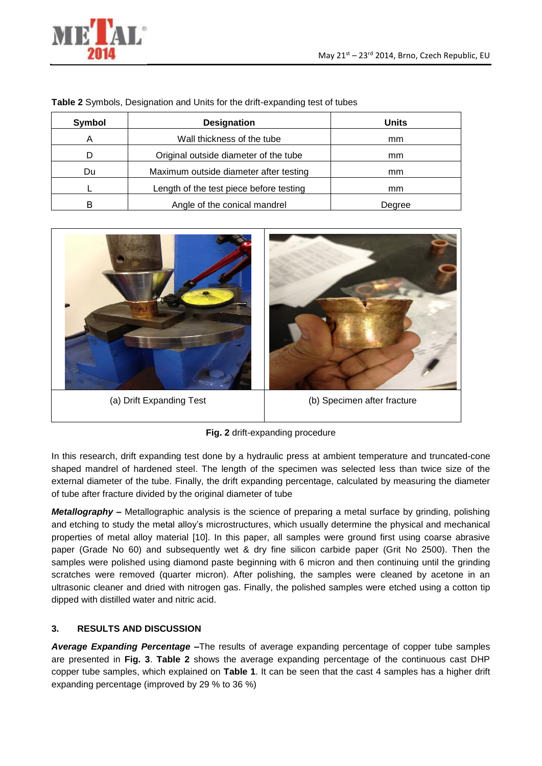**Table 2** Symbols, Designation and Units for the drift-expanding test of tubes

| Symbol | Designation | Units |
|---|---|---|
| A | Wall thickness of the tube | mm |
| D | Original outside diameter of the tube | mm |
| Du | Maximum outside diameter after testing | mm |
| L | Length of the test piece before testing | mm |
| B | Angle of the conical mandrel | Degree |

(a) Drift Expanding Test

(b) Specimen after fracture

**Fig. 2** drift-expanding procedure

In this research, drift expanding test done by a hydraulic press at ambient temperature and truncated-cone shaped mandrel of hardened steel. The length of the specimen was selected less than twice size of the external diameter of the tube. Finally, the drift expanding percentage, calculated by measuring the diameter of tube after fracture divided by the original diameter of tube

***Metallography –*** Metallographic analysis is the science of preparing a metal surface by grinding, polishing and etching to study the metal alloy's microstructures, which usually determine the physical and mechanical properties of metal alloy material [10]. In this paper, all samples were ground first using coarse abrasive paper (Grade No 60) and subsequently wet & dry fine silicon carbide paper (Grit No 2500). Then the samples were polished using diamond paste beginning with 6 micron and then continuing until the grinding scratches were removed (quarter micron). After polishing, the samples were cleaned by acetone in an ultrasonic cleaner and dried with nitrogen gas. Finally, the polished samples were etched using a cotton tip dipped with distilled water and nitric acid.

## 3. RESULTS AND DISCUSSION

***Average Expanding Percentage*** **–**The results of average expanding percentage of copper tube samples are presented in **Fig. 3**. **Table 2** shows the average expanding percentage of the continuous cast DHP copper tube samples, which explained on **Table 1**. It can be seen that the cast 4 samples has a higher drift expanding percentage (improved by 29 % to 36 %)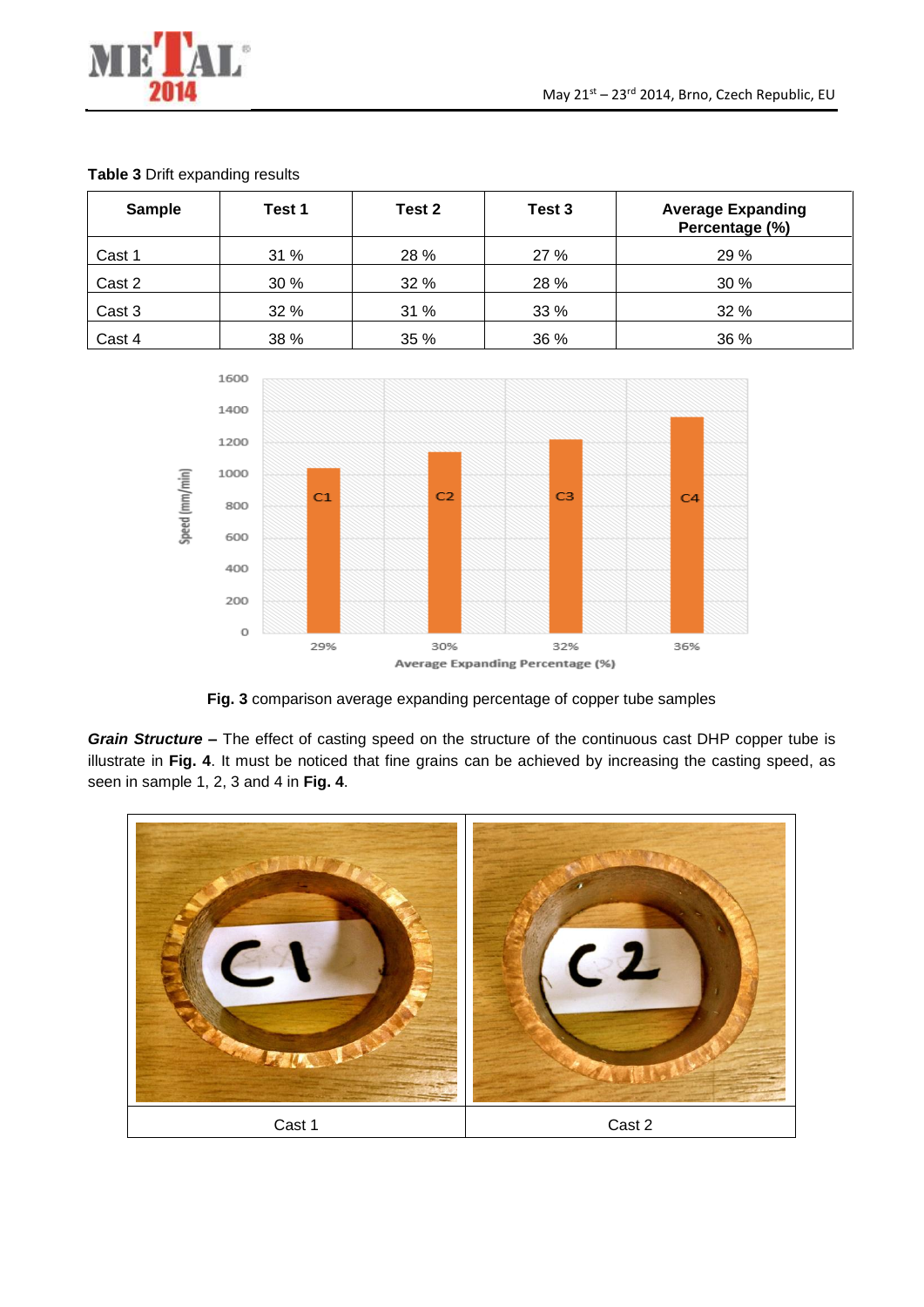**Table 3** Drift expanding results

| Sample | Test 1 | Test 2 | Test 3 | Average Expanding Percentage (%) |
|---|---|---|---|---|
| Cast 1 | 31 % | 28 % | 27 % | 29 % |
| Cast 2 | 30 % | 32 % | 28 % | 30 % |
| Cast 3 | 32 % | 31 % | 33 % | 32 % |
| Cast 4 | 38 % | 35 % | 36 % | 36 % |

**Fig. 3** comparison average expanding percentage of copper tube samples

***Grain Structure* –** The effect of casting speed on the structure of the continuous cast DHP copper tube is illustrate in **Fig. 4**. It must be noticed that fine grains can be achieved by increasing the casting speed, as seen in sample 1, 2, 3 and 4 in **Fig. 4**.

| Cast 1 | Cast 2 |
|---|---|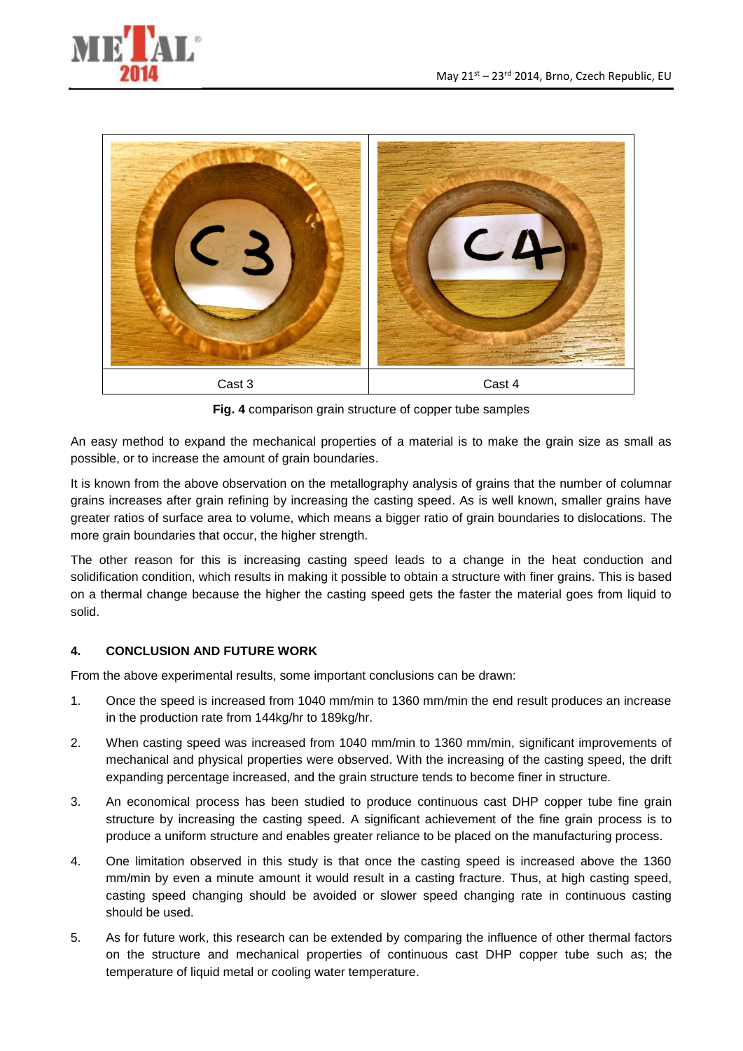| Cast 3 | Cast 4 |
| --- | --- |

**Fig. 4** comparison grain structure of copper tube samples

An easy method to expand the mechanical properties of a material is to make the grain size as small as possible, or to increase the amount of grain boundaries.

It is known from the above observation on the metallography analysis of grains that the number of columnar grains increases after grain refining by increasing the casting speed. As is well known, smaller grains have greater ratios of surface area to volume, which means a bigger ratio of grain boundaries to dislocations. The more grain boundaries that occur, the higher strength.

The other reason for this is increasing casting speed leads to a change in the heat conduction and solidification condition, which results in making it possible to obtain a structure with finer grains. This is based on a thermal change because the higher the casting speed gets the faster the material goes from liquid to solid.

## 4. CONCLUSION AND FUTURE WORK

From the above experimental results, some important conclusions can be drawn:

1. Once the speed is increased from 1040 mm/min to 1360 mm/min the end result produces an increase in the production rate from 144kg/hr to 189kg/hr.
2. When casting speed was increased from 1040 mm/min to 1360 mm/min, significant improvements of mechanical and physical properties were observed. With the increasing of the casting speed, the drift expanding percentage increased, and the grain structure tends to become finer in structure.
3. An economical process has been studied to produce continuous cast DHP copper tube fine grain structure by increasing the casting speed. A significant achievement of the fine grain process is to produce a uniform structure and enables greater reliance to be placed on the manufacturing process.
4. One limitation observed in this study is that once the casting speed is increased above the 1360 mm/min by even a minute amount it would result in a casting fracture. Thus, at high casting speed, casting speed changing should be avoided or slower speed changing rate in continuous casting should be used.
5. As for future work, this research can be extended by comparing the influence of other thermal factors on the structure and mechanical properties of continuous cast DHP copper tube such as; the temperature of liquid metal or cooling water temperature.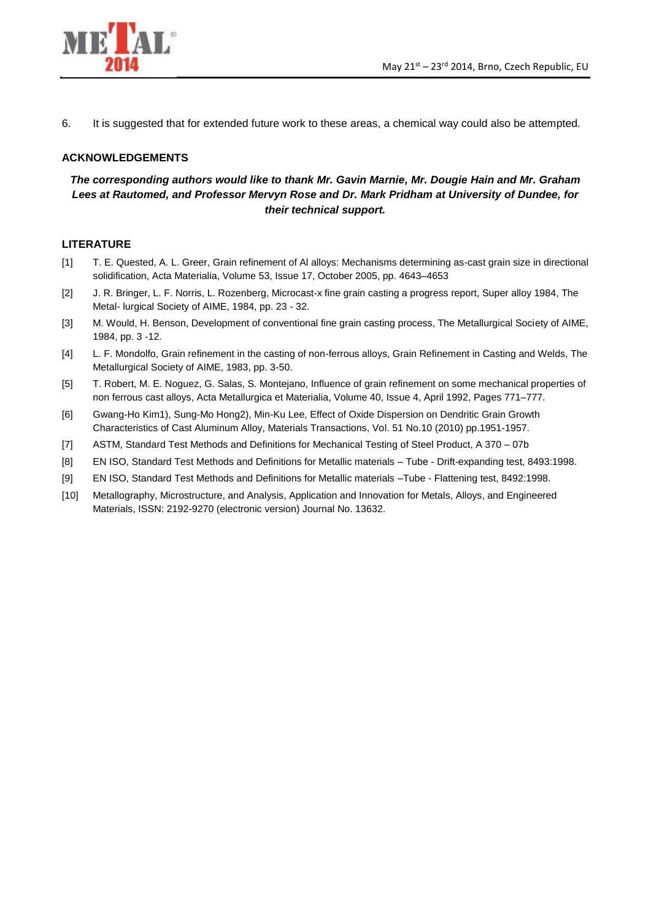6. It is suggested that for extended future work to these areas, a chemical way could also be attempted.

## ACKNOWLEDGEMENTS

***The corresponding authors would like to thank Mr. Gavin Marnie, Mr. Dougie Hain and Mr. Graham Lees at Rautomed, and Professor Mervyn Rose and Dr. Mark Pridham at University of Dundee, for their technical support.***

## LITERATURE

[1] T. E. Quested, A. L. Greer, Grain refinement of Al alloys: Mechanisms determining as-cast grain size in directional solidification, Acta Materialia, Volume 53, Issue 17, October 2005, pp. 4643–4653

[2] J. R. Bringer, L. F. Norris, L. Rozenberg, Microcast-x fine grain casting a progress report, Super alloy 1984, The Metal- lurgical Society of AIME, 1984, pp. 23 - 32.

[3] M. Would, H. Benson, Development of conventional fine grain casting process, The Metallurgical Society of AIME, 1984, pp. 3 -12.

[4] L. F. Mondolfo, Grain refinement in the casting of non-ferrous alloys, Grain Refinement in Casting and Welds, The Metallurgical Society of AIME, 1983, pp. 3-50.

[5] T. Robert, M. E. Noguez, G. Salas, S. Montejano, Influence of grain refinement on some mechanical properties of non ferrous cast alloys, Acta Metallurgica et Materialia, Volume 40, Issue 4, April 1992, Pages 771–777.

[6] Gwang-Ho Kim1), Sung-Mo Hong2), Min-Ku Lee, Effect of Oxide Dispersion on Dendritic Grain Growth Characteristics of Cast Aluminum Alloy, Materials Transactions, Vol. 51 No.10 (2010) pp.1951-1957.

[7] ASTM, Standard Test Methods and Definitions for Mechanical Testing of Steel Product, A 370 – 07b

[8] EN ISO, Standard Test Methods and Definitions for Metallic materials – Tube - Drift-expanding test, 8493:1998.

[9] EN ISO, Standard Test Methods and Definitions for Metallic materials –Tube - Flattening test, 8492:1998.

[10] Metallography, Microstructure, and Analysis, Application and Innovation for Metals, Alloys, and Engineered Materials, ISSN: 2192-9270 (electronic version) Journal No. 13632.